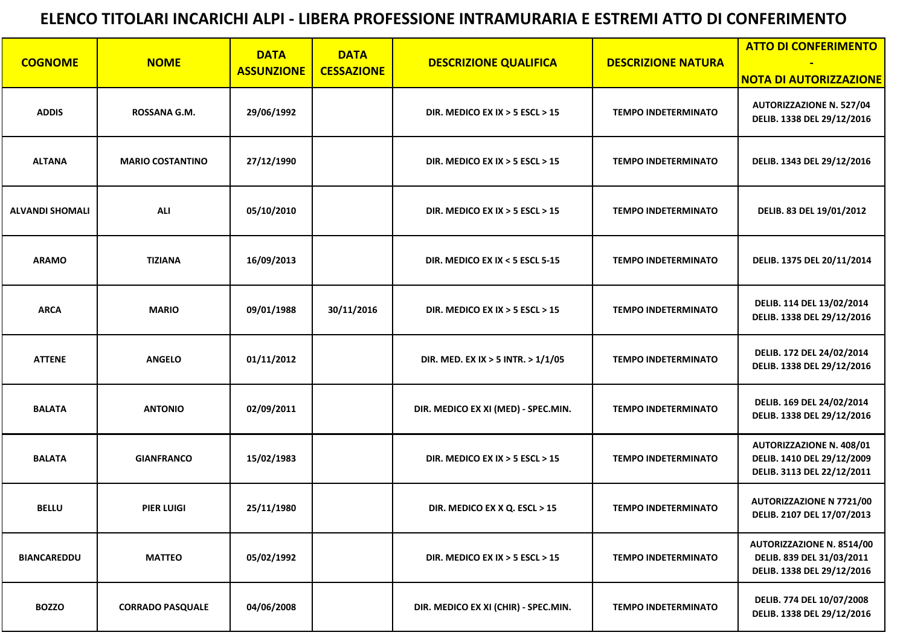# ELENCO TITOLARI INCARICHI ALPI - LIBERA PROFESSIONE INTRAMURARIA E ESTREMI ATTO DI CONFERIMENTO

| COGNOME | NOME | DATA ASSUNZIONE | DATA CESSAZIONE | DESCRIZIONE QUALIFICA | DESCRIZIONE NATURA | ATTO DI CONFERIMENTO - NOTA DI AUTORIZZAZIONE |
|---|---|---|---|---|---|---|
| ADDIS | ROSSANA G.M. | 29/06/1992 | | DIR. MEDICO EX IX > 5 ESCL > 15 | TEMPO INDETERMINATO | AUTORIZZAZIONE N. 527/04<br>DELIB. 1338 DEL 29/12/2016 |
| ALTANA | MARIO COSTANTINO | 27/12/1990 | | DIR. MEDICO EX IX > 5 ESCL > 15 | TEMPO INDETERMINATO | DELIB. 1343 DEL 29/12/2016 |
| ALVANDI SHOMALI | ALI | 05/10/2010 | | DIR. MEDICO EX IX > 5 ESCL > 15 | TEMPO INDETERMINATO | DELIB. 83 DEL 19/01/2012 |
| ARAMO | TIZIANA | 16/09/2013 | | DIR. MEDICO EX IX < 5 ESCL 5-15 | TEMPO INDETERMINATO | DELIB. 1375 DEL 20/11/2014 |
| ARCA | MARIO | 09/01/1988 | 30/11/2016 | DIR. MEDICO EX IX > 5 ESCL > 15 | TEMPO INDETERMINATO | DELIB. 114 DEL 13/02/2014<br>DELIB. 1338 DEL 29/12/2016 |
| ATTENE | ANGELO | 01/11/2012 | | DIR. MED. EX IX > 5 INTR. > 1/1/05 | TEMPO INDETERMINATO | DELIB. 172 DEL 24/02/2014<br>DELIB. 1338 DEL 29/12/2016 |
| BALATA | ANTONIO | 02/09/2011 | | DIR. MEDICO EX XI (MED) - SPEC.MIN. | TEMPO INDETERMINATO | DELIB. 169 DEL 24/02/2014<br>DELIB. 1338 DEL 29/12/2016 |
| BALATA | GIANFRANCO | 15/02/1983 | | DIR. MEDICO EX IX > 5 ESCL > 15 | TEMPO INDETERMINATO | AUTORIZZAZIONE N. 408/01<br>DELIB. 1410 DEL 29/12/2009<br>DELIB. 3113 DEL 22/12/2011 |
| BELLU | PIER LUIGI | 25/11/1980 | | DIR. MEDICO EX X Q. ESCL > 15 | TEMPO INDETERMINATO | AUTORIZZAZIONE N 7721/00<br>DELIB. 2107 DEL 17/07/2013 |
| BIANCAREDDU | MATTEO | 05/02/1992 | | DIR. MEDICO EX IX > 5 ESCL > 15 | TEMPO INDETERMINATO | AUTORIZZAZIONE N. 8514/00<br>DELIB. 839 DEL 31/03/2011<br>DELIB. 1338 DEL 29/12/2016 |
| BOZZO | CORRADO PASQUALE | 04/06/2008 | | DIR. MEDICO EX XI (CHIR) - SPEC.MIN. | TEMPO INDETERMINATO | DELIB. 774 DEL 10/07/2008<br>DELIB. 1338 DEL 29/12/2016 |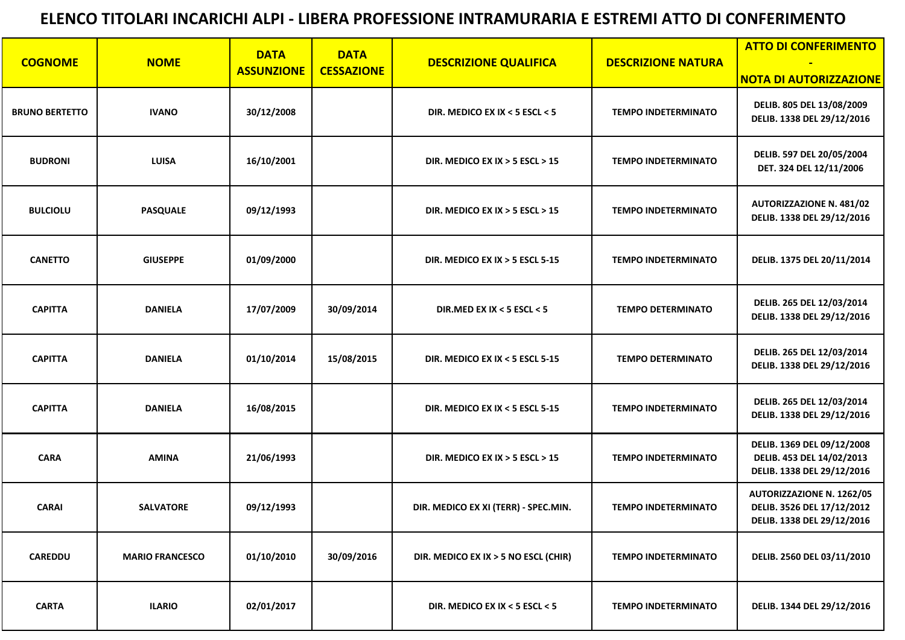# ELENCO TITOLARI INCARICHI ALPI - LIBERA PROFESSIONE INTRAMURARIA E ESTREMI ATTO DI CONFERIMENTO

| COGNOME | NOME | DATA ASSUNZIONE | DATA CESSAZIONE | DESCRIZIONE QUALIFICA | DESCRIZIONE NATURA | ATTO DI CONFERIMENTO - NOTA DI AUTORIZZAZIONE |
|---|---|---|---|---|---|---|
| BRUNO BERTETTO | IVANO | 30/12/2008 | | DIR. MEDICO EX IX < 5 ESCL < 5 | TEMPO INDETERMINATO | DELIB. 805 DEL 13/08/2009<br>DELIB. 1338 DEL 29/12/2016 |
| BUDRONI | LUISA | 16/10/2001 | | DIR. MEDICO EX IX > 5 ESCL > 15 | TEMPO INDETERMINATO | DELIB. 597 DEL 20/05/2004<br>DET. 324 DEL 12/11/2006 |
| BULCIOLU | PASQUALE | 09/12/1993 | | DIR. MEDICO EX IX > 5 ESCL > 15 | TEMPO INDETERMINATO | AUTORIZZAZIONE N. 481/02<br>DELIB. 1338 DEL 29/12/2016 |
| CANETTO | GIUSEPPE | 01/09/2000 | | DIR. MEDICO EX IX > 5 ESCL 5-15 | TEMPO INDETERMINATO | DELIB. 1375 DEL 20/11/2014 |
| CAPITTA | DANIELA | 17/07/2009 | 30/09/2014 | DIR.MED EX IX < 5 ESCL < 5 | TEMPO DETERMINATO | DELIB. 265 DEL 12/03/2014<br>DELIB. 1338 DEL 29/12/2016 |
| CAPITTA | DANIELA | 01/10/2014 | 15/08/2015 | DIR. MEDICO EX IX < 5 ESCL 5-15 | TEMPO DETERMINATO | DELIB. 265 DEL 12/03/2014<br>DELIB. 1338 DEL 29/12/2016 |
| CAPITTA | DANIELA | 16/08/2015 | | DIR. MEDICO EX IX < 5 ESCL 5-15 | TEMPO INDETERMINATO | DELIB. 265 DEL 12/03/2014<br>DELIB. 1338 DEL 29/12/2016 |
| CARA | AMINA | 21/06/1993 | | DIR. MEDICO EX IX > 5 ESCL > 15 | TEMPO INDETERMINATO | DELIB. 1369 DEL 09/12/2008<br>DELIB. 453 DEL 14/02/2013<br>DELIB. 1338 DEL 29/12/2016 |
| CARAI | SALVATORE | 09/12/1993 | | DIR. MEDICO EX XI (TERR) - SPEC.MIN. | TEMPO INDETERMINATO | AUTORIZZAZIONE N. 1262/05<br>DELIB. 3526 DEL 17/12/2012<br>DELIB. 1338 DEL 29/12/2016 |
| CAREDDU | MARIO FRANCESCO | 01/10/2010 | 30/09/2016 | DIR. MEDICO EX IX > 5 NO ESCL (CHIR) | TEMPO INDETERMINATO | DELIB. 2560 DEL 03/11/2010 |
| CARTA | ILARIO | 02/01/2017 | | DIR. MEDICO EX IX < 5 ESCL < 5 | TEMPO INDETERMINATO | DELIB. 1344 DEL 29/12/2016 |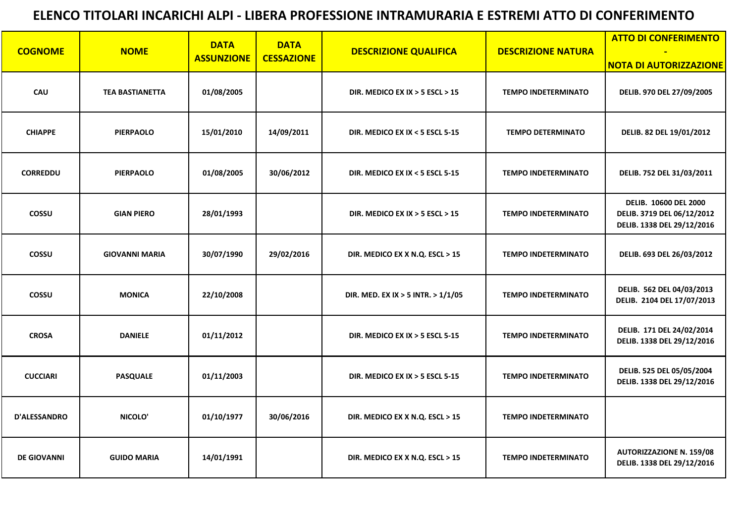# ELENCO TITOLARI INCARICHI ALPI - LIBERA PROFESSIONE INTRAMURARIA E ESTREMI ATTO DI CONFERIMENTO

| COGNOME | NOME | DATA ASSUNZIONE | DATA CESSAZIONE | DESCRIZIONE QUALIFICA | DESCRIZIONE NATURA | ATTO DI CONFERIMENTO - NOTA DI AUTORIZZAZIONE |
|---|---|---|---|---|---|---|
| CAU | TEA BASTIANETTA | 01/08/2005 | | DIR. MEDICO EX IX > 5 ESCL > 15 | TEMPO INDETERMINATO | DELIB. 970 DEL 27/09/2005 |
| CHIAPPE | PIERPAOLO | 15/01/2010 | 14/09/2011 | DIR. MEDICO EX IX < 5 ESCL 5-15 | TEMPO DETERMINATO | DELIB. 82 DEL 19/01/2012 |
| CORREDDU | PIERPAOLO | 01/08/2005 | 30/06/2012 | DIR. MEDICO EX IX < 5 ESCL 5-15 | TEMPO INDETERMINATO | DELIB. 752 DEL 31/03/2011 |
| COSSU | GIAN PIERO | 28/01/1993 | | DIR. MEDICO EX IX > 5 ESCL > 15 | TEMPO INDETERMINATO | DELIB. 10600 DEL 2000<br>DELIB. 3719 DEL 06/12/2012<br>DELIB. 1338 DEL 29/12/2016 |
| COSSU | GIOVANNI MARIA | 30/07/1990 | 29/02/2016 | DIR. MEDICO EX X N.Q. ESCL > 15 | TEMPO INDETERMINATO | DELIB. 693 DEL 26/03/2012 |
| COSSU | MONICA | 22/10/2008 | | DIR. MED. EX IX > 5 INTR. > 1/1/05 | TEMPO INDETERMINATO | DELIB. 562 DEL 04/03/2013<br>DELIB. 2104 DEL 17/07/2013 |
| CROSA | DANIELE | 01/11/2012 | | DIR. MEDICO EX IX > 5 ESCL 5-15 | TEMPO INDETERMINATO | DELIB. 171 DEL 24/02/2014<br>DELIB. 1338 DEL 29/12/2016 |
| CUCCIARI | PASQUALE | 01/11/2003 | | DIR. MEDICO EX IX > 5 ESCL 5-15 | TEMPO INDETERMINATO | DELIB. 525 DEL 05/05/2004<br>DELIB. 1338 DEL 29/12/2016 |
| D'ALESSANDRO | NICOLO' | 01/10/1977 | 30/06/2016 | DIR. MEDICO EX X N.Q. ESCL > 15 | TEMPO INDETERMINATO | |
| DE GIOVANNI | GUIDO MARIA | 14/01/1991 | | DIR. MEDICO EX X N.Q. ESCL > 15 | TEMPO INDETERMINATO | AUTORIZZAZIONE N. 159/08<br>DELIB. 1338 DEL 29/12/2016 |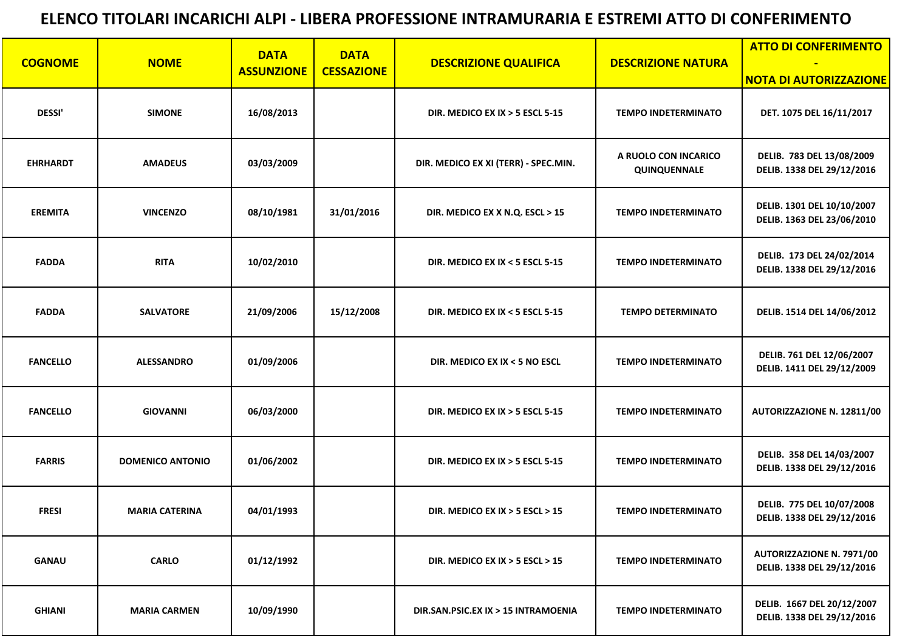# ELENCO TITOLARI INCARICHI ALPI - LIBERA PROFESSIONE INTRAMURARIA E ESTREMI ATTO DI CONFERIMENTO

| COGNOME | NOME | DATA ASSUNZIONE | DATA CESSAZIONE | DESCRIZIONE QUALIFICA | DESCRIZIONE NATURA | ATTO DI CONFERIMENTO - NOTA DI AUTORIZZAZIONE |
|---|---|---|---|---|---|---|
| DESSI' | SIMONE | 16/08/2013 | | DIR. MEDICO EX IX > 5 ESCL 5-15 | TEMPO INDETERMINATO | DET. 1075 DEL 16/11/2017 |
| EHRHARDT | AMADEUS | 03/03/2009 | | DIR. MEDICO EX XI (TERR) - SPEC.MIN. | A RUOLO CON INCARICO QUINQUENNALE | DELIB. 783 DEL 13/08/2009<br>DELIB. 1338 DEL 29/12/2016 |
| EREMITA | VINCENZO | 08/10/1981 | 31/01/2016 | DIR. MEDICO EX X N.Q. ESCL > 15 | TEMPO INDETERMINATO | DELIB. 1301 DEL 10/10/2007<br>DELIB. 1363 DEL 23/06/2010 |
| FADDA | RITA | 10/02/2010 | | DIR. MEDICO EX IX < 5 ESCL 5-15 | TEMPO INDETERMINATO | DELIB. 173 DEL 24/02/2014<br>DELIB. 1338 DEL 29/12/2016 |
| FADDA | SALVATORE | 21/09/2006 | 15/12/2008 | DIR. MEDICO EX IX < 5 ESCL 5-15 | TEMPO DETERMINATO | DELIB. 1514 DEL 14/06/2012 |
| FANCELLO | ALESSANDRO | 01/09/2006 | | DIR. MEDICO EX IX < 5 NO ESCL | TEMPO INDETERMINATO | DELIB. 761 DEL 12/06/2007<br>DELIB. 1411 DEL 29/12/2009 |
| FANCELLO | GIOVANNI | 06/03/2000 | | DIR. MEDICO EX IX > 5 ESCL 5-15 | TEMPO INDETERMINATO | AUTORIZZAZIONE N. 12811/00 |
| FARRIS | DOMENICO ANTONIO | 01/06/2002 | | DIR. MEDICO EX IX > 5 ESCL 5-15 | TEMPO INDETERMINATO | DELIB. 358 DEL 14/03/2007<br>DELIB. 1338 DEL 29/12/2016 |
| FRESI | MARIA CATERINA | 04/01/1993 | | DIR. MEDICO EX IX > 5 ESCL > 15 | TEMPO INDETERMINATO | DELIB. 775 DEL 10/07/2008<br>DELIB. 1338 DEL 29/12/2016 |
| GANAU | CARLO | 01/12/1992 | | DIR. MEDICO EX IX > 5 ESCL > 15 | TEMPO INDETERMINATO | AUTORIZZAZIONE N. 7971/00<br>DELIB. 1338 DEL 29/12/2016 |
| GHIANI | MARIA CARMEN | 10/09/1990 | | DIR.SAN.PSIC.EX IX > 15 INTRAMOENIA | TEMPO INDETERMINATO | DELIB. 1667 DEL 20/12/2007<br>DELIB. 1338 DEL 29/12/2016 |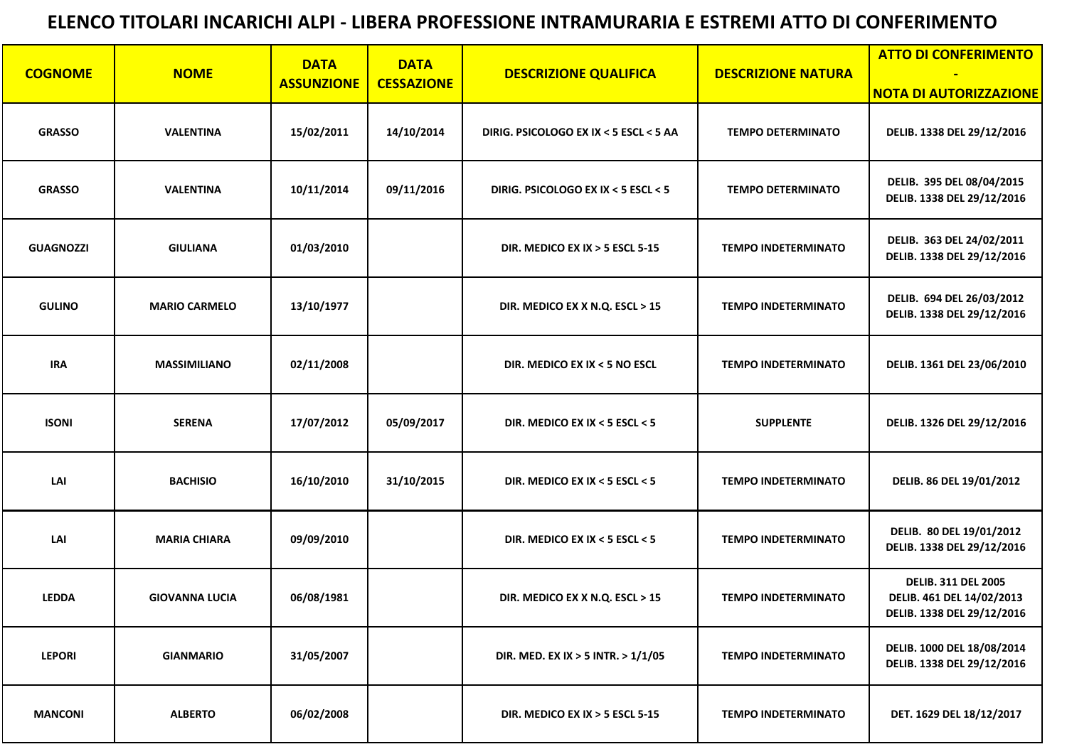# ELENCO TITOLARI INCARICHI ALPI - LIBERA PROFESSIONE INTRAMURARIA E ESTREMI ATTO DI CONFERIMENTO

| COGNOME | NOME | DATA ASSUNZIONE | DATA CESSAZIONE | DESCRIZIONE QUALIFICA | DESCRIZIONE NATURA | ATTO DI CONFERIMENTO - NOTA DI AUTORIZZAZIONE |
|---|---|---|---|---|---|---|
| GRASSO | VALENTINA | 15/02/2011 | 14/10/2014 | DIRIG. PSICOLOGO EX IX < 5 ESCL < 5 AA | TEMPO DETERMINATO | DELIB. 1338 DEL 29/12/2016 |
| GRASSO | VALENTINA | 10/11/2014 | 09/11/2016 | DIRIG. PSICOLOGO EX IX < 5 ESCL < 5 | TEMPO DETERMINATO | DELIB. 395 DEL 08/04/2015<br>DELIB. 1338 DEL 29/12/2016 |
| GUAGNOZZI | GIULIANA | 01/03/2010 | | DIR. MEDICO EX IX > 5 ESCL 5-15 | TEMPO INDETERMINATO | DELIB. 363 DEL 24/02/2011<br>DELIB. 1338 DEL 29/12/2016 |
| GULINO | MARIO CARMELO | 13/10/1977 | | DIR. MEDICO EX X N.Q. ESCL > 15 | TEMPO INDETERMINATO | DELIB. 694 DEL 26/03/2012<br>DELIB. 1338 DEL 29/12/2016 |
| IRA | MASSIMILIANO | 02/11/2008 | | DIR. MEDICO EX IX < 5 NO ESCL | TEMPO INDETERMINATO | DELIB. 1361 DEL 23/06/2010 |
| ISONI | SERENA | 17/07/2012 | 05/09/2017 | DIR. MEDICO EX IX < 5 ESCL < 5 | SUPPLENTE | DELIB. 1326 DEL 29/12/2016 |
| LAI | BACHISIO | 16/10/2010 | 31/10/2015 | DIR. MEDICO EX IX < 5 ESCL < 5 | TEMPO INDETERMINATO | DELIB. 86 DEL 19/01/2012 |
| LAI | MARIA CHIARA | 09/09/2010 | | DIR. MEDICO EX IX < 5 ESCL < 5 | TEMPO INDETERMINATO | DELIB. 80 DEL 19/01/2012<br>DELIB. 1338 DEL 29/12/2016 |
| LEDDA | GIOVANNA LUCIA | 06/08/1981 | | DIR. MEDICO EX X N.Q. ESCL > 15 | TEMPO INDETERMINATO | DELIB. 311 DEL 2005<br>DELIB. 461 DEL 14/02/2013<br>DELIB. 1338 DEL 29/12/2016 |
| LEPORI | GIANMARIO | 31/05/2007 | | DIR. MED. EX IX > 5 INTR. > 1/1/05 | TEMPO INDETERMINATO | DELIB. 1000 DEL 18/08/2014<br>DELIB. 1338 DEL 29/12/2016 |
| MANCONI | ALBERTO | 06/02/2008 | | DIR. MEDICO EX IX > 5 ESCL 5-15 | TEMPO INDETERMINATO | DET. 1629 DEL 18/12/2017 |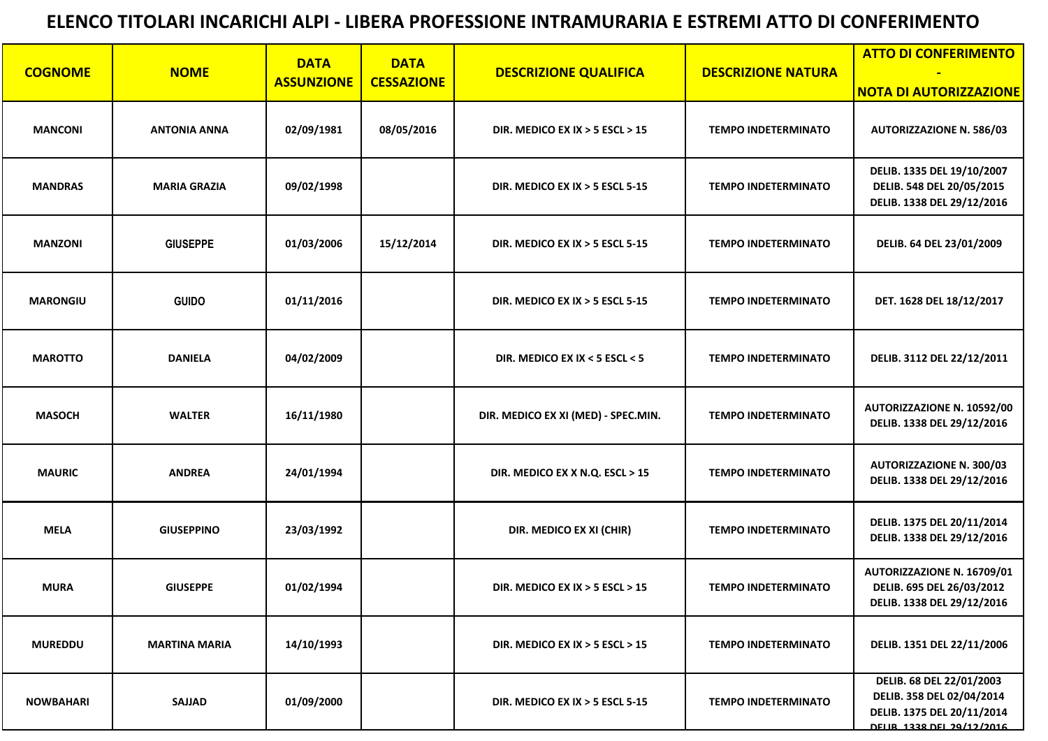# ELENCO TITOLARI INCARICHI ALPI - LIBERA PROFESSIONE INTRAMURARIA E ESTREMI ATTO DI CONFERIMENTO

| COGNOME | NOME | DATA ASSUNZIONE | DATA CESSAZIONE | DESCRIZIONE QUALIFICA | DESCRIZIONE NATURA | ATTO DI CONFERIMENTO - NOTA DI AUTORIZZAZIONE |
|---|---|---|---|---|---|---|
| MANCONI | ANTONIA ANNA | 02/09/1981 | 08/05/2016 | DIR. MEDICO EX IX > 5 ESCL > 15 | TEMPO INDETERMINATO | AUTORIZZAZIONE N. 586/03 |
| MANDRAS | MARIA GRAZIA | 09/02/1998 | | DIR. MEDICO EX IX > 5 ESCL 5-15 | TEMPO INDETERMINATO | DELIB. 1335 DEL 19/10/2007<br>DELIB. 548 DEL 20/05/2015<br>DELIB. 1338 DEL 29/12/2016 |
| MANZONI | GIUSEPPE | 01/03/2006 | 15/12/2014 | DIR. MEDICO EX IX > 5 ESCL 5-15 | TEMPO INDETERMINATO | DELIB. 64 DEL 23/01/2009 |
| MARONGIU | GUIDO | 01/11/2016 | | DIR. MEDICO EX IX > 5 ESCL 5-15 | TEMPO INDETERMINATO | DET. 1628 DEL 18/12/2017 |
| MAROTTO | DANIELA | 04/02/2009 | | DIR. MEDICO EX IX < 5 ESCL < 5 | TEMPO INDETERMINATO | DELIB. 3112 DEL 22/12/2011 |
| MASOCH | WALTER | 16/11/1980 | | DIR. MEDICO EX XI (MED) - SPEC.MIN. | TEMPO INDETERMINATO | AUTORIZZAZIONE N. 10592/00<br>DELIB. 1338 DEL 29/12/2016 |
| MAURIC | ANDREA | 24/01/1994 | | DIR. MEDICO EX X N.Q. ESCL > 15 | TEMPO INDETERMINATO | AUTORIZZAZIONE N. 300/03<br>DELIB. 1338 DEL 29/12/2016 |
| MELA | GIUSEPPINO | 23/03/1992 | | DIR. MEDICO EX XI (CHIR) | TEMPO INDETERMINATO | DELIB. 1375 DEL 20/11/2014<br>DELIB. 1338 DEL 29/12/2016 |
| MURA | GIUSEPPE | 01/02/1994 | | DIR. MEDICO EX IX > 5 ESCL > 15 | TEMPO INDETERMINATO | AUTORIZZAZIONE N. 16709/01<br>DELIB. 695 DEL 26/03/2012<br>DELIB. 1338 DEL 29/12/2016 |
| MUREDDU | MARTINA MARIA | 14/10/1993 | | DIR. MEDICO EX IX > 5 ESCL > 15 | TEMPO INDETERMINATO | DELIB. 1351 DEL 22/11/2006 |
| NOWBAHARI | SAJJAD | 01/09/2000 | | DIR. MEDICO EX IX > 5 ESCL 5-15 | TEMPO INDETERMINATO | DELIB. 68 DEL 22/01/2003<br>DELIB. 358 DEL 02/04/2014<br>DELIB. 1375 DEL 20/11/2014<br>DELIB. 1338 DEL 29/12/2016 |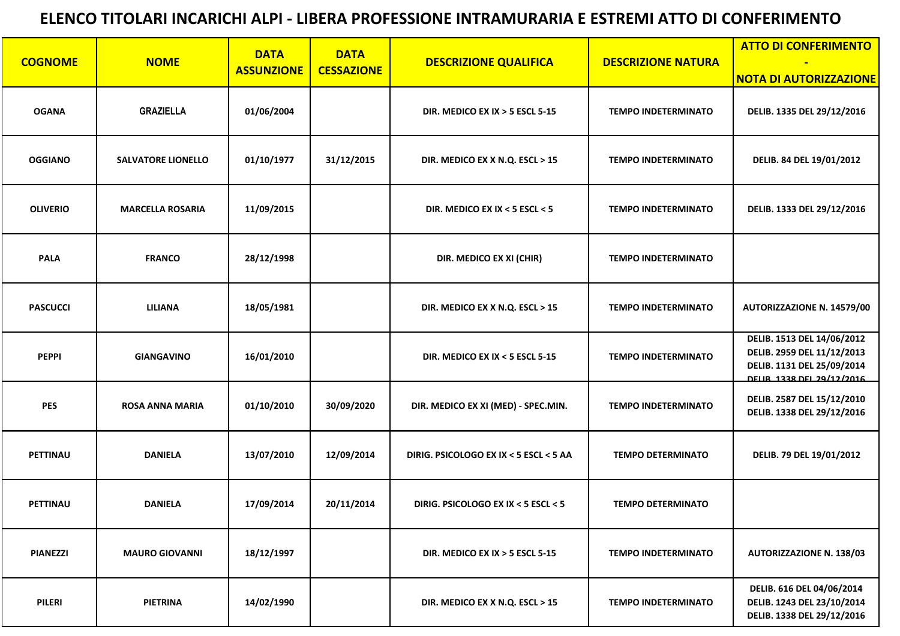# ELENCO TITOLARI INCARICHI ALPI - LIBERA PROFESSIONE INTRAMURARIA E ESTREMI ATTO DI CONFERIMENTO

| COGNOME | NOME | DATA ASSUNZIONE | DATA CESSAZIONE | DESCRIZIONE QUALIFICA | DESCRIZIONE NATURA | ATTO DI CONFERIMENTO - NOTA DI AUTORIZZAZIONE |
|---|---|---|---|---|---|---|
| OGANA | GRAZIELLA | 01/06/2004 | | DIR. MEDICO EX IX > 5 ESCL 5-15 | TEMPO INDETERMINATO | DELIB. 1335 DEL 29/12/2016 |
| OGGIANO | SALVATORE LIONELLO | 01/10/1977 | 31/12/2015 | DIR. MEDICO EX X N.Q. ESCL > 15 | TEMPO INDETERMINATO | DELIB. 84 DEL 19/01/2012 |
| OLIVERIO | MARCELLA ROSARIA | 11/09/2015 | | DIR. MEDICO EX IX < 5 ESCL < 5 | TEMPO INDETERMINATO | DELIB. 1333 DEL 29/12/2016 |
| PALA | FRANCO | 28/12/1998 | | DIR. MEDICO EX XI (CHIR) | TEMPO INDETERMINATO | |
| PASCUCCI | LILIANA | 18/05/1981 | | DIR. MEDICO EX X N.Q. ESCL > 15 | TEMPO INDETERMINATO | AUTORIZZAZIONE N. 14579/00 |
| PEPPI | GIANGAVINO | 16/01/2010 | | DIR. MEDICO EX IX < 5 ESCL 5-15 | TEMPO INDETERMINATO | DELIB. 1513 DEL 14/06/2012<br>DELIB. 2959 DEL 11/12/2013<br>DELIB. 1131 DEL 25/09/2014<br>DELIB. 1338 DEL 29/12/2016 |
| PES | ROSA ANNA MARIA | 01/10/2010 | 30/09/2020 | DIR. MEDICO EX XI (MED) - SPEC.MIN. | TEMPO INDETERMINATO | DELIB. 2587 DEL 15/12/2010<br>DELIB. 1338 DEL 29/12/2016 |
| PETTINAU | DANIELA | 13/07/2010 | 12/09/2014 | DIRIG. PSICOLOGO EX IX < 5 ESCL < 5 AA | TEMPO DETERMINATO | DELIB. 79 DEL 19/01/2012 |
| PETTINAU | DANIELA | 17/09/2014 | 20/11/2014 | DIRIG. PSICOLOGO EX IX < 5 ESCL < 5 | TEMPO DETERMINATO | |
| PIANEZZI | MAURO GIOVANNI | 18/12/1997 | | DIR. MEDICO EX IX > 5 ESCL 5-15 | TEMPO INDETERMINATO | AUTORIZZAZIONE N. 138/03 |
| PILERI | PIETRINA | 14/02/1990 | | DIR. MEDICO EX X N.Q. ESCL > 15 | TEMPO INDETERMINATO | DELIB. 616 DEL 04/06/2014<br>DELIB. 1243 DEL 23/10/2014<br>DELIB. 1338 DEL 29/12/2016 |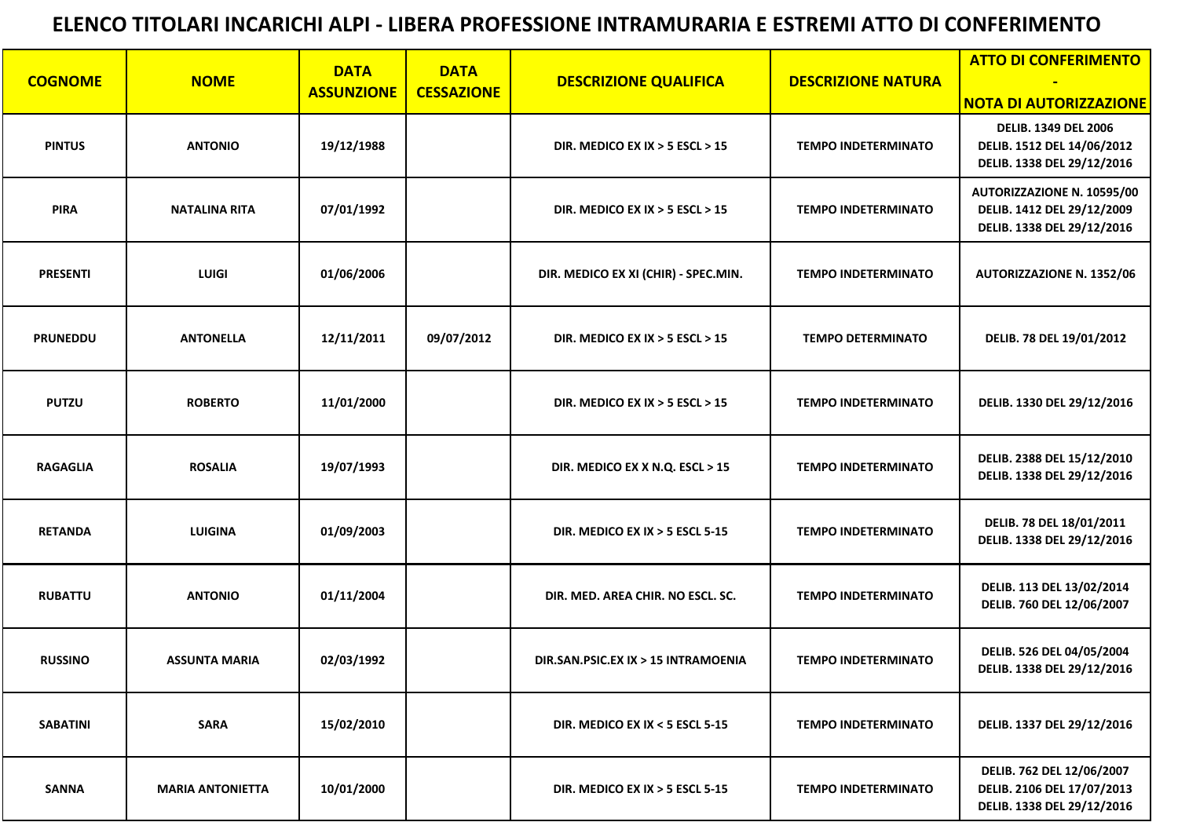# ELENCO TITOLARI INCARICHI ALPI - LIBERA PROFESSIONE INTRAMURARIA E ESTREMI ATTO DI CONFERIMENTO

| COGNOME | NOME | DATA ASSUNZIONE | DATA CESSAZIONE | DESCRIZIONE QUALIFICA | DESCRIZIONE NATURA | ATTO DI CONFERIMENTO - NOTA DI AUTORIZZAZIONE |
|---|---|---|---|---|---|---|
| PINTUS | ANTONIO | 19/12/1988 | | DIR. MEDICO EX IX > 5 ESCL > 15 | TEMPO INDETERMINATO | DELIB. 1349 DEL 2006<br>DELIB. 1512 DEL 14/06/2012<br>DELIB. 1338 DEL 29/12/2016 |
| PIRA | NATALINA RITA | 07/01/1992 | | DIR. MEDICO EX IX > 5 ESCL > 15 | TEMPO INDETERMINATO | AUTORIZZAZIONE N. 10595/00<br>DELIB. 1412 DEL 29/12/2009<br>DELIB. 1338 DEL 29/12/2016 |
| PRESENTI | LUIGI | 01/06/2006 | | DIR. MEDICO EX XI (CHIR) - SPEC.MIN. | TEMPO INDETERMINATO | AUTORIZZAZIONE N. 1352/06 |
| PRUNEDDU | ANTONELLA | 12/11/2011 | 09/07/2012 | DIR. MEDICO EX IX > 5 ESCL > 15 | TEMPO DETERMINATO | DELIB. 78 DEL 19/01/2012 |
| PUTZU | ROBERTO | 11/01/2000 | | DIR. MEDICO EX IX > 5 ESCL > 15 | TEMPO INDETERMINATO | DELIB. 1330 DEL 29/12/2016 |
| RAGAGLIA | ROSALIA | 19/07/1993 | | DIR. MEDICO EX X N.Q. ESCL > 15 | TEMPO INDETERMINATO | DELIB. 2388 DEL 15/12/2010<br>DELIB. 1338 DEL 29/12/2016 |
| RETANDA | LUIGINA | 01/09/2003 | | DIR. MEDICO EX IX > 5 ESCL 5-15 | TEMPO INDETERMINATO | DELIB. 78 DEL 18/01/2011<br>DELIB. 1338 DEL 29/12/2016 |
| RUBATTU | ANTONIO | 01/11/2004 | | DIR. MED. AREA CHIR. NO ESCL. SC. | TEMPO INDETERMINATO | DELIB. 113 DEL 13/02/2014<br>DELIB. 760 DEL 12/06/2007 |
| RUSSINO | ASSUNTA MARIA | 02/03/1992 | | DIR.SAN.PSIC.EX IX > 15 INTRAMOENIA | TEMPO INDETERMINATO | DELIB. 526 DEL 04/05/2004<br>DELIB. 1338 DEL 29/12/2016 |
| SABATINI | SARA | 15/02/2010 | | DIR. MEDICO EX IX < 5 ESCL 5-15 | TEMPO INDETERMINATO | DELIB. 1337 DEL 29/12/2016 |
| SANNA | MARIA ANTONIETTA | 10/01/2000 | | DIR. MEDICO EX IX > 5 ESCL 5-15 | TEMPO INDETERMINATO | DELIB. 762 DEL 12/06/2007<br>DELIB. 2106 DEL 17/07/2013<br>DELIB. 1338 DEL 29/12/2016 |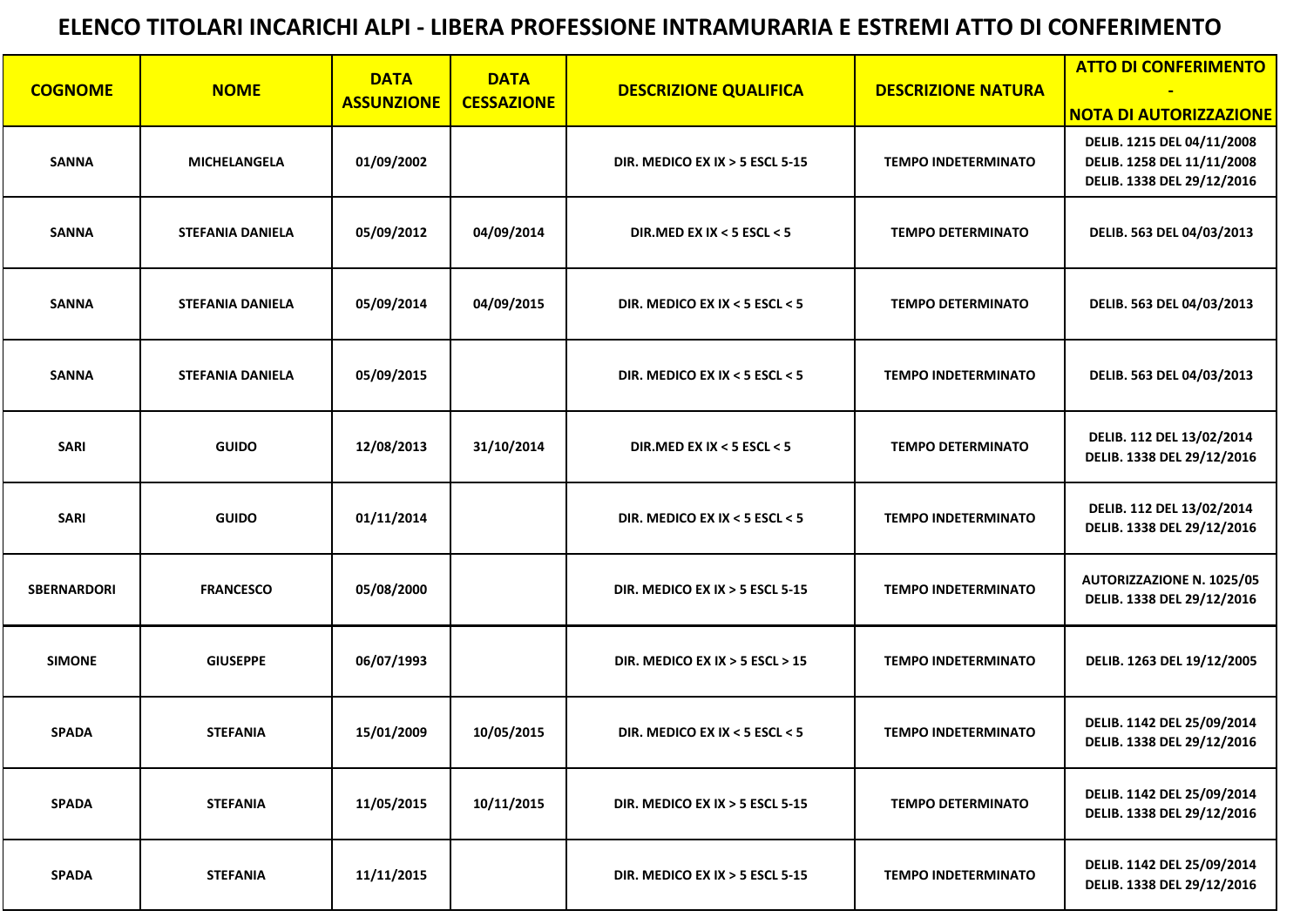# ELENCO TITOLARI INCARICHI ALPI - LIBERA PROFESSIONE INTRAMURARIA E ESTREMI ATTO DI CONFERIMENTO

| COGNOME | NOME | DATA ASSUNZIONE | DATA CESSAZIONE | DESCRIZIONE QUALIFICA | DESCRIZIONE NATURA | ATTO DI CONFERIMENTO - NOTA DI AUTORIZZAZIONE |
|---|---|---|---|---|---|---|
| SANNA | MICHELANGELA | 01/09/2002 | | DIR. MEDICO EX IX > 5 ESCL 5-15 | TEMPO INDETERMINATO | DELIB. 1215 DEL 04/11/2008<br>DELIB. 1258 DEL 11/11/2008<br>DELIB. 1338 DEL 29/12/2016 |
| SANNA | STEFANIA DANIELA | 05/09/2012 | 04/09/2014 | DIR.MED EX IX < 5 ESCL < 5 | TEMPO DETERMINATO | DELIB. 563 DEL 04/03/2013 |
| SANNA | STEFANIA DANIELA | 05/09/2014 | 04/09/2015 | DIR. MEDICO EX IX < 5 ESCL < 5 | TEMPO DETERMINATO | DELIB. 563 DEL 04/03/2013 |
| SANNA | STEFANIA DANIELA | 05/09/2015 | | DIR. MEDICO EX IX < 5 ESCL < 5 | TEMPO INDETERMINATO | DELIB. 563 DEL 04/03/2013 |
| SARI | GUIDO | 12/08/2013 | 31/10/2014 | DIR.MED EX IX < 5 ESCL < 5 | TEMPO DETERMINATO | DELIB. 112 DEL 13/02/2014<br>DELIB. 1338 DEL 29/12/2016 |
| SARI | GUIDO | 01/11/2014 | | DIR. MEDICO EX IX < 5 ESCL < 5 | TEMPO INDETERMINATO | DELIB. 112 DEL 13/02/2014<br>DELIB. 1338 DEL 29/12/2016 |
| SBERNARDORI | FRANCESCO | 05/08/2000 | | DIR. MEDICO EX IX > 5 ESCL 5-15 | TEMPO INDETERMINATO | AUTORIZZAZIONE N. 1025/05<br>DELIB. 1338 DEL 29/12/2016 |
| SIMONE | GIUSEPPE | 06/07/1993 | | DIR. MEDICO EX IX > 5 ESCL > 15 | TEMPO INDETERMINATO | DELIB. 1263 DEL 19/12/2005 |
| SPADA | STEFANIA | 15/01/2009 | 10/05/2015 | DIR. MEDICO EX IX < 5 ESCL < 5 | TEMPO INDETERMINATO | DELIB. 1142 DEL 25/09/2014<br>DELIB. 1338 DEL 29/12/2016 |
| SPADA | STEFANIA | 11/05/2015 | 10/11/2015 | DIR. MEDICO EX IX > 5 ESCL 5-15 | TEMPO DETERMINATO | DELIB. 1142 DEL 25/09/2014<br>DELIB. 1338 DEL 29/12/2016 |
| SPADA | STEFANIA | 11/11/2015 | | DIR. MEDICO EX IX > 5 ESCL 5-15 | TEMPO INDETERMINATO | DELIB. 1142 DEL 25/09/2014<br>DELIB. 1338 DEL 29/12/2016 |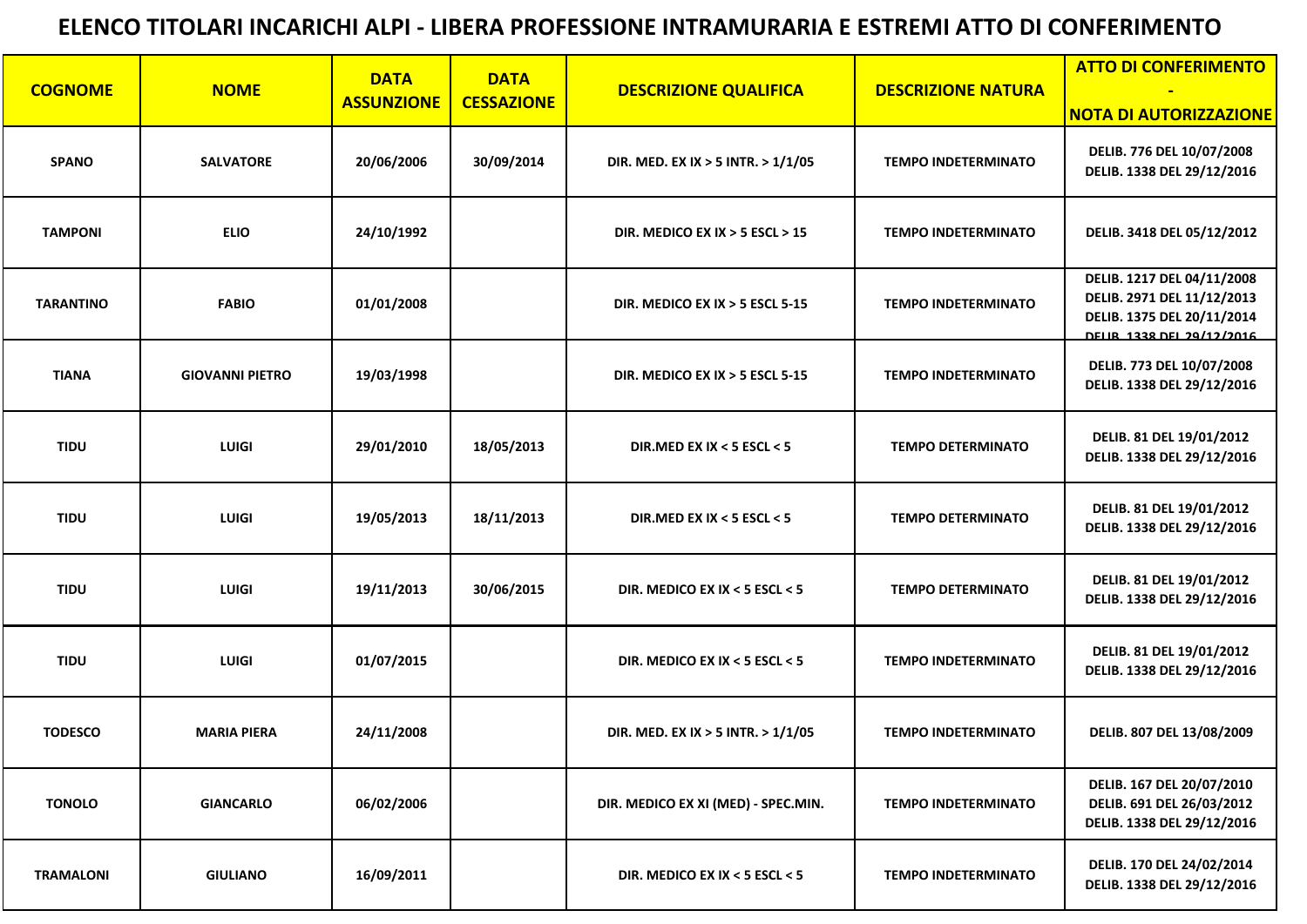# ELENCO TITOLARI INCARICHI ALPI - LIBERA PROFESSIONE INTRAMURARIA E ESTREMI ATTO DI CONFERIMENTO

| COGNOME | NOME | DATA ASSUNZIONE | DATA CESSAZIONE | DESCRIZIONE QUALIFICA | DESCRIZIONE NATURA | ATTO DI CONFERIMENTO - NOTA DI AUTORIZZAZIONE |
|---|---|---|---|---|---|---|
| SPANO | SALVATORE | 20/06/2006 | 30/09/2014 | DIR. MED. EX IX > 5 INTR. > 1/1/05 | TEMPO INDETERMINATO | DELIB. 776 DEL 10/07/2008<br>DELIB. 1338 DEL 29/12/2016 |
| TAMPONI | ELIO | 24/10/1992 | | DIR. MEDICO EX IX > 5 ESCL > 15 | TEMPO INDETERMINATO | DELIB. 3418 DEL 05/12/2012 |
| TARANTINO | FABIO | 01/01/2008 | | DIR. MEDICO EX IX > 5 ESCL 5-15 | TEMPO INDETERMINATO | DELIB. 1217 DEL 04/11/2008<br>DELIB. 2971 DEL 11/12/2013<br>DELIB. 1375 DEL 20/11/2014<br>DELIB. 1338 DEL 29/12/2016 |
| TIANA | GIOVANNI PIETRO | 19/03/1998 | | DIR. MEDICO EX IX > 5 ESCL 5-15 | TEMPO INDETERMINATO | DELIB. 773 DEL 10/07/2008<br>DELIB. 1338 DEL 29/12/2016 |
| TIDU | LUIGI | 29/01/2010 | 18/05/2013 | DIR.MED EX IX < 5 ESCL < 5 | TEMPO DETERMINATO | DELIB. 81 DEL 19/01/2012<br>DELIB. 1338 DEL 29/12/2016 |
| TIDU | LUIGI | 19/05/2013 | 18/11/2013 | DIR.MED EX IX < 5 ESCL < 5 | TEMPO DETERMINATO | DELIB. 81 DEL 19/01/2012<br>DELIB. 1338 DEL 29/12/2016 |
| TIDU | LUIGI | 19/11/2013 | 30/06/2015 | DIR. MEDICO EX IX < 5 ESCL < 5 | TEMPO DETERMINATO | DELIB. 81 DEL 19/01/2012<br>DELIB. 1338 DEL 29/12/2016 |
| TIDU | LUIGI | 01/07/2015 | | DIR. MEDICO EX IX < 5 ESCL < 5 | TEMPO INDETERMINATO | DELIB. 81 DEL 19/01/2012<br>DELIB. 1338 DEL 29/12/2016 |
| TODESCO | MARIA PIERA | 24/11/2008 | | DIR. MED. EX IX > 5 INTR. > 1/1/05 | TEMPO INDETERMINATO | DELIB. 807 DEL 13/08/2009 |
| TONOLO | GIANCARLO | 06/02/2006 | | DIR. MEDICO EX XI (MED) - SPEC.MIN. | TEMPO INDETERMINATO | DELIB. 167 DEL 20/07/2010<br>DELIB. 691 DEL 26/03/2012<br>DELIB. 1338 DEL 29/12/2016 |
| TRAMALONI | GIULIANO | 16/09/2011 | | DIR. MEDICO EX IX < 5 ESCL < 5 | TEMPO INDETERMINATO | DELIB. 170 DEL 24/02/2014<br>DELIB. 1338 DEL 29/12/2016 |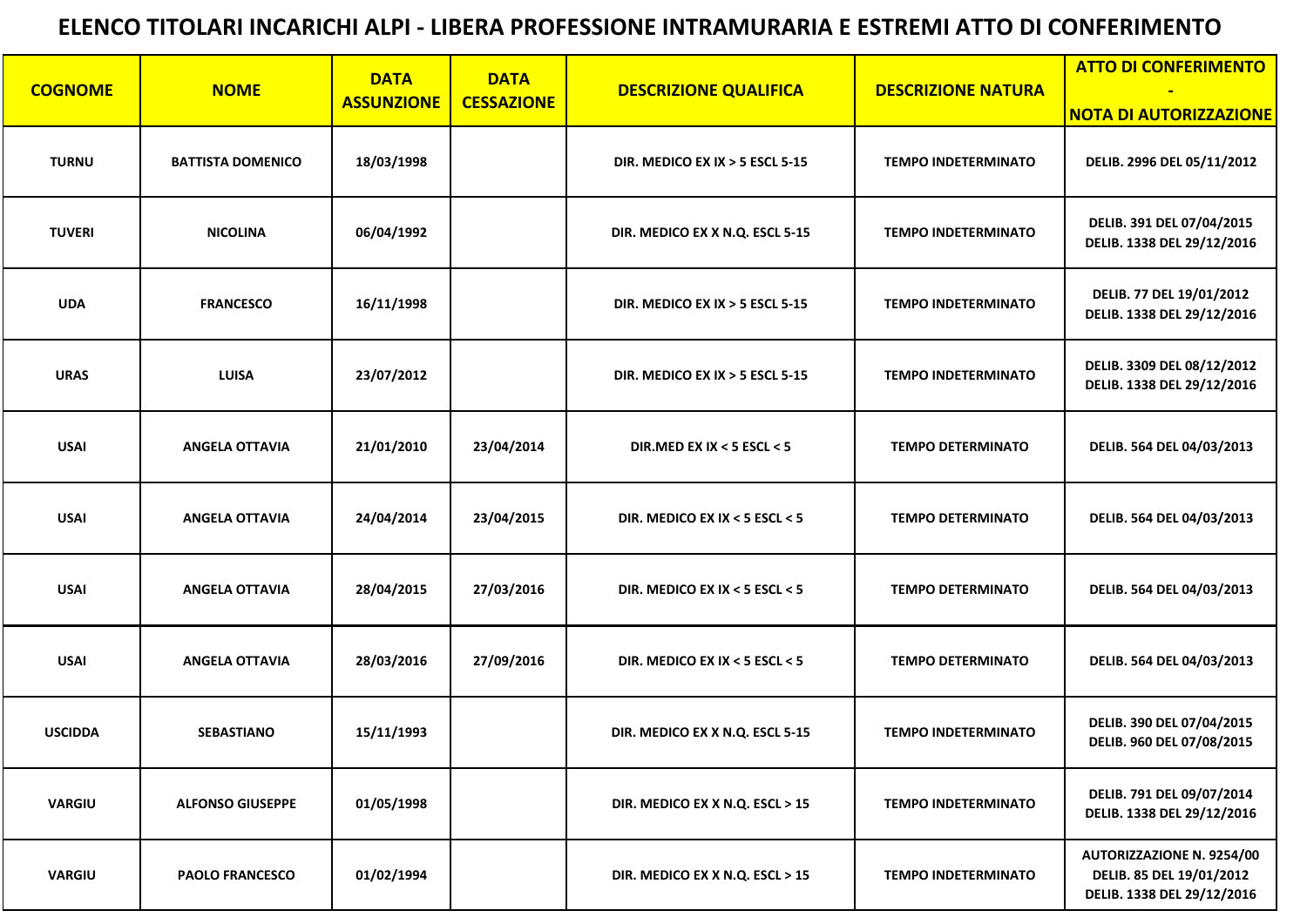# ELENCO TITOLARI INCARICHI ALPI - LIBERA PROFESSIONE INTRAMURARIA E ESTREMI ATTO DI CONFERIMENTO

| COGNOME | NOME | DATA ASSUNZIONE | DATA CESSAZIONE | DESCRIZIONE QUALIFICA | DESCRIZIONE NATURA | ATTO DI CONFERIMENTO - NOTA DI AUTORIZZAZIONE |
|---|---|---|---|---|---|---|
| TURNU | BATTISTA DOMENICO | 18/03/1998 | | DIR. MEDICO EX IX > 5 ESCL 5-15 | TEMPO INDETERMINATO | DELIB. 2996 DEL 05/11/2012 |
| TUVERI | NICOLINA | 06/04/1992 | | DIR. MEDICO EX X N.Q. ESCL 5-15 | TEMPO INDETERMINATO | DELIB. 391 DEL 07/04/2015<br>DELIB. 1338 DEL 29/12/2016 |
| UDA | FRANCESCO | 16/11/1998 | | DIR. MEDICO EX IX > 5 ESCL 5-15 | TEMPO INDETERMINATO | DELIB. 77 DEL 19/01/2012<br>DELIB. 1338 DEL 29/12/2016 |
| URAS | LUISA | 23/07/2012 | | DIR. MEDICO EX IX > 5 ESCL 5-15 | TEMPO INDETERMINATO | DELIB. 3309 DEL 08/12/2012<br>DELIB. 1338 DEL 29/12/2016 |
| USAI | ANGELA OTTAVIA | 21/01/2010 | 23/04/2014 | DIR.MED EX IX < 5 ESCL < 5 | TEMPO DETERMINATO | DELIB. 564 DEL 04/03/2013 |
| USAI | ANGELA OTTAVIA | 24/04/2014 | 23/04/2015 | DIR. MEDICO EX IX < 5 ESCL < 5 | TEMPO DETERMINATO | DELIB. 564 DEL 04/03/2013 |
| USAI | ANGELA OTTAVIA | 28/04/2015 | 27/03/2016 | DIR. MEDICO EX IX < 5 ESCL < 5 | TEMPO DETERMINATO | DELIB. 564 DEL 04/03/2013 |
| USAI | ANGELA OTTAVIA | 28/03/2016 | 27/09/2016 | DIR. MEDICO EX IX < 5 ESCL < 5 | TEMPO DETERMINATO | DELIB. 564 DEL 04/03/2013 |
| USCIDDA | SEBASTIANO | 15/11/1993 | | DIR. MEDICO EX X N.Q. ESCL 5-15 | TEMPO INDETERMINATO | DELIB. 390 DEL 07/04/2015<br>DELIB. 960 DEL 07/08/2015 |
| VARGIU | ALFONSO GIUSEPPE | 01/05/1998 | | DIR. MEDICO EX X N.Q. ESCL > 15 | TEMPO INDETERMINATO | DELIB. 791 DEL 09/07/2014<br>DELIB. 1338 DEL 29/12/2016 |
| VARGIU | PAOLO FRANCESCO | 01/02/1994 | | DIR. MEDICO EX X N.Q. ESCL > 15 | TEMPO INDETERMINATO | AUTORIZZAZIONE N. 9254/00<br>DELIB. 85 DEL 19/01/2012<br>DELIB. 1338 DEL 29/12/2016 |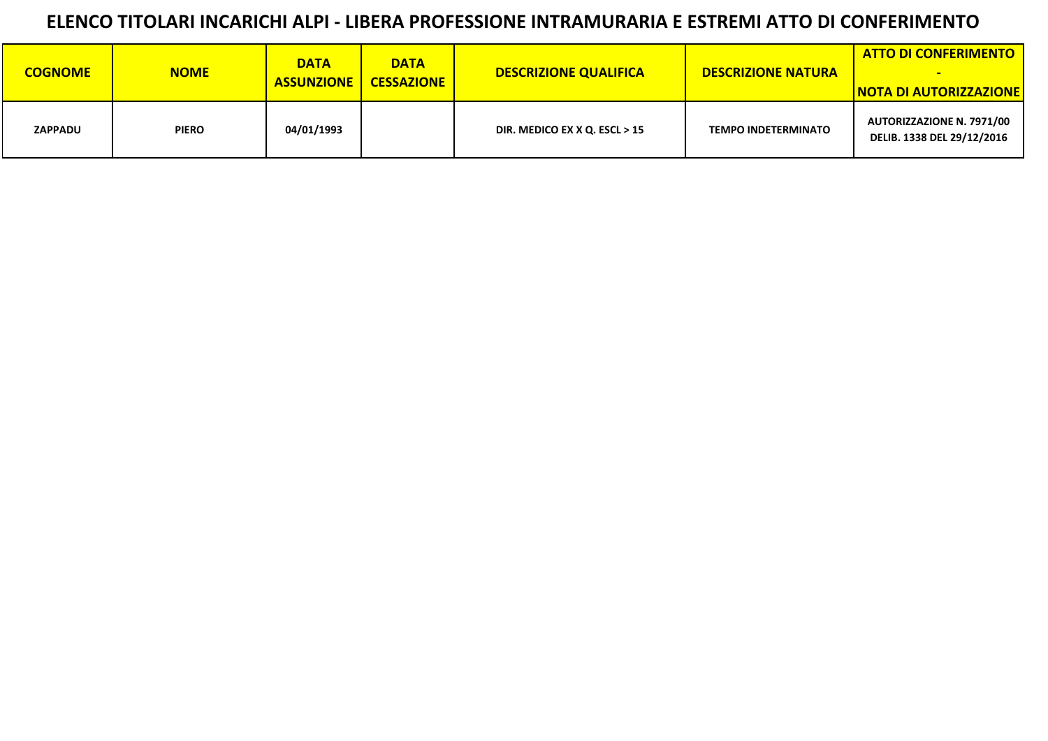# ELENCO TITOLARI INCARICHI ALPI - LIBERA PROFESSIONE INTRAMURARIA E ESTREMI ATTO DI CONFERIMENTO

| COGNOME | NOME | DATA ASSUNZIONE | DATA CESSAZIONE | DESCRIZIONE QUALIFICA | DESCRIZIONE NATURA | ATTO DI CONFERIMENTO - NOTA DI AUTORIZZAZIONE |
|---|---|---|---|---|---|---|
| ZAPPADU | PIERO | 04/01/1993 | | DIR. MEDICO EX X Q. ESCL > 15 | TEMPO INDETERMINATO | AUTORIZZAZIONE N. 7971/00 DELIB. 1338 DEL 29/12/2016 |